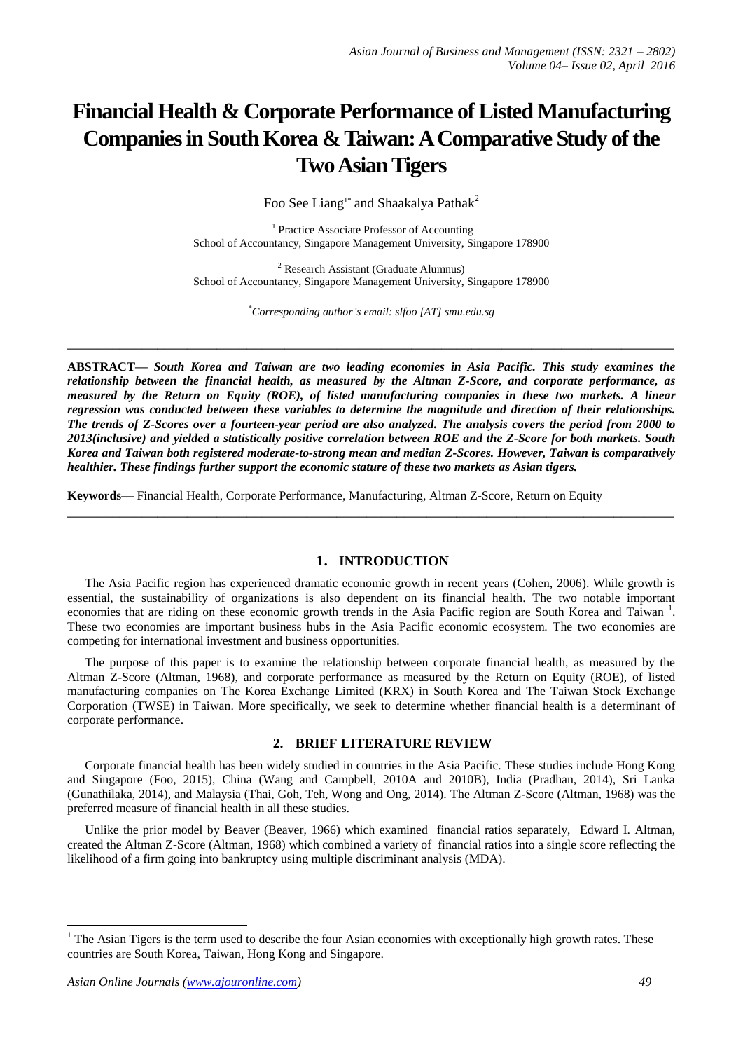# Financial Health & Corporate Performance of Listed Manufacturing Companies in South Korea & Taiwan: A Comparative Study of the Two Asian Tigers

Foo See Liang[1*] and Shaakalya Pathak[2]

[1] Practice Associate Professor of Accounting
School of Accountancy, Singapore Management University, Singapore 178900

[2] Research Assistant (Graduate Alumnus)
School of Accountancy, Singapore Management University, Singapore 178900

*Corresponding author's email: slfoo [AT] smu.edu.sg*

---

**ABSTRACT—** ***South Korea and Taiwan are two leading economies in Asia Pacific. This study examines the relationship between the financial health, as measured by the Altman Z-Score, and corporate performance, as measured by the Return on Equity (ROE), of listed manufacturing companies in these two markets. A linear regression was conducted between these variables to determine the magnitude and direction of their relationships. The trends of Z-Scores over a fourteen-year period are also analyzed. The analysis covers the period from 2000 to 2013(inclusive) and yielded a statistically positive correlation between ROE and the Z-Score for both markets. South Korea and Taiwan both registered moderate-to-strong mean and median Z-Scores. However, Taiwan is comparatively healthier. These findings further support the economic stature of these two markets as Asian tigers.***

**Keywords—** Financial Health, Corporate Performance, Manufacturing, Altman Z-Score, Return on Equity

---

## 1. INTRODUCTION

The Asia Pacific region has experienced dramatic economic growth in recent years (Cohen, 2006). While growth is essential, the sustainability of organizations is also dependent on its financial health. The two notable important economies that are riding on these economic growth trends in the Asia Pacific region are South Korea and Taiwan [1]. These two economies are important business hubs in the Asia Pacific economic ecosystem. The two economies are competing for international investment and business opportunities.

The purpose of this paper is to examine the relationship between corporate financial health, as measured by the Altman Z-Score (Altman, 1968), and corporate performance as measured by the Return on Equity (ROE), of listed manufacturing companies on The Korea Exchange Limited (KRX) in South Korea and The Taiwan Stock Exchange Corporation (TWSE) in Taiwan. More specifically, we seek to determine whether financial health is a determinant of corporate performance.

## 2. BRIEF LITERATURE REVIEW

Corporate financial health has been widely studied in countries in the Asia Pacific. These studies include Hong Kong and Singapore (Foo, 2015), China (Wang and Campbell, 2010A and 2010B), India (Pradhan, 2014), Sri Lanka (Gunathilaka, 2014), and Malaysia (Thai, Goh, Teh, Wong and Ong, 2014). The Altman Z-Score (Altman, 1968) was the preferred measure of financial health in all these studies.

Unlike the prior model by Beaver (Beaver, 1966) which examined financial ratios separately, Edward I. Altman, created the Altman Z-Score (Altman, 1968) which combined a variety of financial ratios into a single score reflecting the likelihood of a firm going into bankruptcy using multiple discriminant analysis (MDA).

---

[1] The Asian Tigers is the term used to describe the four Asian economies with exceptionally high growth rates. These countries are South Korea, Taiwan, Hong Kong and Singapore.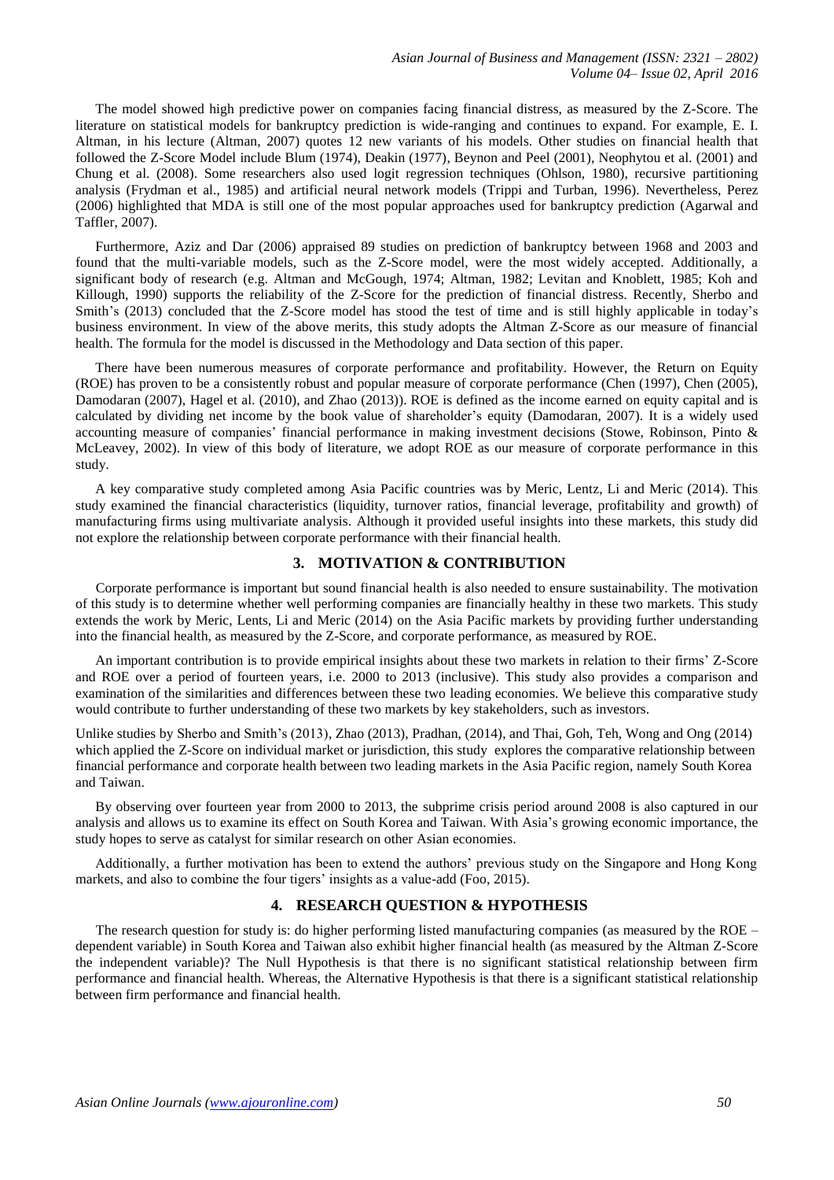The model showed high predictive power on companies facing financial distress, as measured by the Z-Score. The literature on statistical models for bankruptcy prediction is wide-ranging and continues to expand. For example, E. I. Altman, in his lecture (Altman, 2007) quotes 12 new variants of his models. Other studies on financial health that followed the Z-Score Model include Blum (1974), Deakin (1977), Beynon and Peel (2001), Neophytou et al. (2001) and Chung et al. (2008). Some researchers also used logit regression techniques (Ohlson, 1980), recursive partitioning analysis (Frydman et al., 1985) and artificial neural network models (Trippi and Turban, 1996). Nevertheless, Perez (2006) highlighted that MDA is still one of the most popular approaches used for bankruptcy prediction (Agarwal and Taffler, 2007).

Furthermore, Aziz and Dar (2006) appraised 89 studies on prediction of bankruptcy between 1968 and 2003 and found that the multi-variable models, such as the Z-Score model, were the most widely accepted. Additionally, a significant body of research (e.g. Altman and McGough, 1974; Altman, 1982; Levitan and Knoblett, 1985; Koh and Killough, 1990) supports the reliability of the Z-Score for the prediction of financial distress. Recently, Sherbo and Smith's (2013) concluded that the Z-Score model has stood the test of time and is still highly applicable in today's business environment. In view of the above merits, this study adopts the Altman Z-Score as our measure of financial health. The formula for the model is discussed in the Methodology and Data section of this paper.

There have been numerous measures of corporate performance and profitability. However, the Return on Equity (ROE) has proven to be a consistently robust and popular measure of corporate performance (Chen (1997), Chen (2005), Damodaran (2007), Hagel et al. (2010), and Zhao (2013)). ROE is defined as the income earned on equity capital and is calculated by dividing net income by the book value of shareholder's equity (Damodaran, 2007). It is a widely used accounting measure of companies' financial performance in making investment decisions (Stowe, Robinson, Pinto & McLeavey, 2002). In view of this body of literature, we adopt ROE as our measure of corporate performance in this study.

A key comparative study completed among Asia Pacific countries was by Meric, Lentz, Li and Meric (2014). This study examined the financial characteristics (liquidity, turnover ratios, financial leverage, profitability and growth) of manufacturing firms using multivariate analysis. Although it provided useful insights into these markets, this study did not explore the relationship between corporate performance with their financial health.

## 3. MOTIVATION & CONTRIBUTION

Corporate performance is important but sound financial health is also needed to ensure sustainability. The motivation of this study is to determine whether well performing companies are financially healthy in these two markets. This study extends the work by Meric, Lents, Li and Meric (2014) on the Asia Pacific markets by providing further understanding into the financial health, as measured by the Z-Score, and corporate performance, as measured by ROE.

An important contribution is to provide empirical insights about these two markets in relation to their firms' Z-Score and ROE over a period of fourteen years, i.e. 2000 to 2013 (inclusive). This study also provides a comparison and examination of the similarities and differences between these two leading economies. We believe this comparative study would contribute to further understanding of these two markets by key stakeholders, such as investors.

Unlike studies by Sherbo and Smith's (2013), Zhao (2013), Pradhan, (2014), and Thai, Goh, Teh, Wong and Ong (2014) which applied the Z-Score on individual market or jurisdiction, this study explores the comparative relationship between financial performance and corporate health between two leading markets in the Asia Pacific region, namely South Korea and Taiwan.

By observing over fourteen year from 2000 to 2013, the subprime crisis period around 2008 is also captured in our analysis and allows us to examine its effect on South Korea and Taiwan. With Asia's growing economic importance, the study hopes to serve as catalyst for similar research on other Asian economies.

Additionally, a further motivation has been to extend the authors' previous study on the Singapore and Hong Kong markets, and also to combine the four tigers' insights as a value-add (Foo, 2015).

## 4. RESEARCH QUESTION & HYPOTHESIS

The research question for study is: do higher performing listed manufacturing companies (as measured by the ROE – dependent variable) in South Korea and Taiwan also exhibit higher financial health (as measured by the Altman Z-Score the independent variable)? The Null Hypothesis is that there is no significant statistical relationship between firm performance and financial health. Whereas, the Alternative Hypothesis is that there is a significant statistical relationship between firm performance and financial health.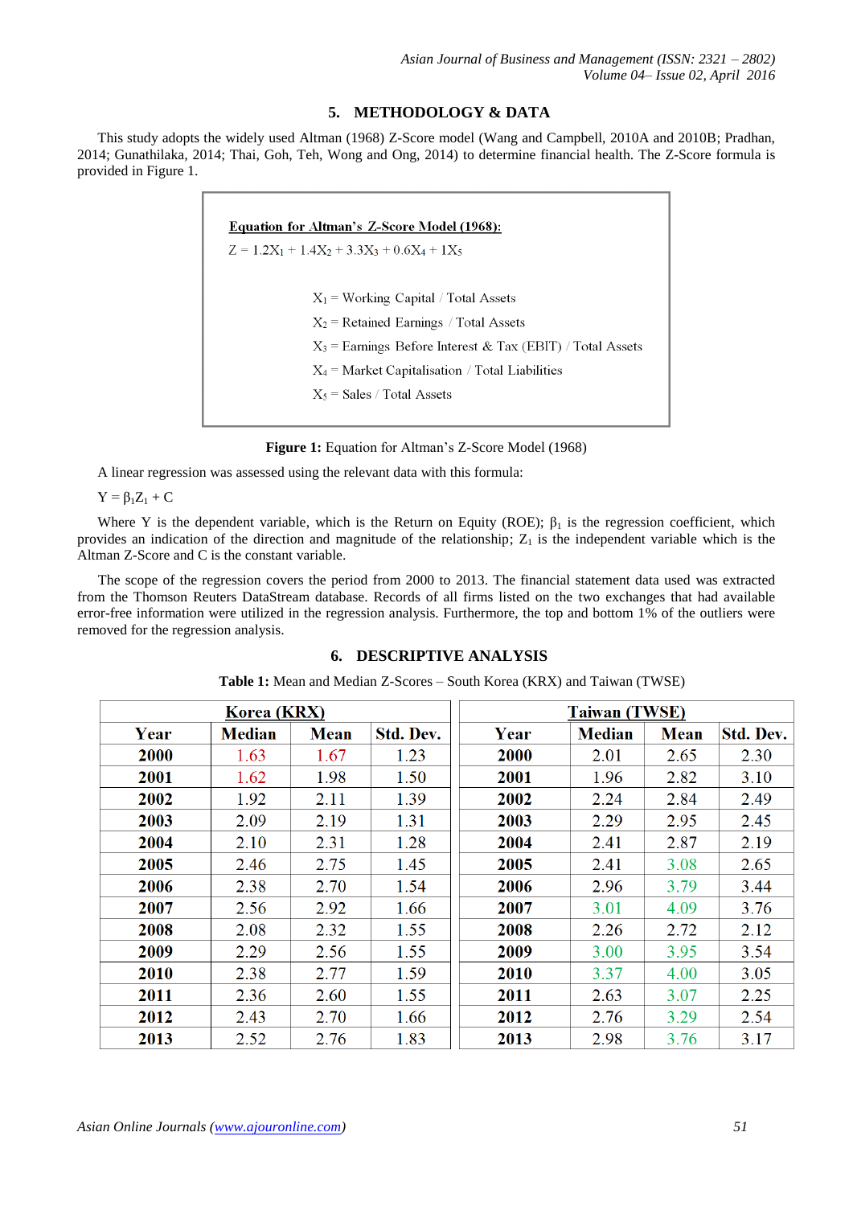## 5. METHODOLOGY & DATA

This study adopts the widely used Altman (1968) Z-Score model (Wang and Campbell, 2010A and 2010B; Pradhan, 2014; Gunathilaka, 2014; Thai, Goh, Teh, Wong and Ong, 2014) to determine financial health. The Z-Score formula is provided in Figure 1.

**Equation for Altman's Z-Score Model (1968):**

$$Z = 1.2X_1 + 1.4X_2 + 3.3X_3 + 0.6X_4 + 1X_5$$

$X_1$ = Working Capital / Total Assets

$X_2$ = Retained Earnings / Total Assets

$X_3$ = Earnings Before Interest & Tax (EBIT) / Total Assets

$X_4$ = Market Capitalisation / Total Liabilities

$X_5$ = Sales / Total Assets

**Figure 1:** Equation for Altman's Z-Score Model (1968)

A linear regression was assessed using the relevant data with this formula:

$Y = \beta_1 Z_1 + C$

Where Y is the dependent variable, which is the Return on Equity (ROE); $\beta_1$ is the regression coefficient, which provides an indication of the direction and magnitude of the relationship; $Z_1$ is the independent variable which is the Altman Z-Score and C is the constant variable.

The scope of the regression covers the period from 2000 to 2013. The financial statement data used was extracted from the Thomson Reuters DataStream database. Records of all firms listed on the two exchanges that had available error-free information were utilized in the regression analysis. Furthermore, the top and bottom 1% of the outliers were removed for the regression analysis.

## 6. DESCRIPTIVE ANALYSIS

**Table 1:** Mean and Median Z-Scores – South Korea (KRX) and Taiwan (TWSE)

| Korea (KRX) | | | | Taiwan (TWSE) | | | |
|---|---|---|---|---|---|---|---|
| **Year** | **Median** | **Mean** | **Std. Dev.** | **Year** | **Median** | **Mean** | **Std. Dev.** |
| **2000** | 1.63 | 1.67 | 1.23 | **2000** | 2.01 | 2.65 | 2.30 |
| **2001** | 1.62 | 1.98 | 1.50 | **2001** | 1.96 | 2.82 | 3.10 |
| **2002** | 1.92 | 2.11 | 1.39 | **2002** | 2.24 | 2.84 | 2.49 |
| **2003** | 2.09 | 2.19 | 1.31 | **2003** | 2.29 | 2.95 | 2.45 |
| **2004** | 2.10 | 2.31 | 1.28 | **2004** | 2.41 | 2.87 | 2.19 |
| **2005** | 2.46 | 2.75 | 1.45 | **2005** | 2.41 | 3.08 | 2.65 |
| **2006** | 2.38 | 2.70 | 1.54 | **2006** | 2.96 | 3.79 | 3.44 |
| **2007** | 2.56 | 2.92 | 1.66 | **2007** | 3.01 | 4.09 | 3.76 |
| **2008** | 2.08 | 2.32 | 1.55 | **2008** | 2.26 | 2.72 | 2.12 |
| **2009** | 2.29 | 2.56 | 1.55 | **2009** | 3.00 | 3.95 | 3.54 |
| **2010** | 2.38 | 2.77 | 1.59 | **2010** | 3.37 | 4.00 | 3.05 |
| **2011** | 2.36 | 2.60 | 1.55 | **2011** | 2.63 | 3.07 | 2.25 |
| **2012** | 2.43 | 2.70 | 1.66 | **2012** | 2.76 | 3.29 | 2.54 |
| **2013** | 2.52 | 2.76 | 1.83 | **2013** | 2.98 | 3.76 | 3.17 |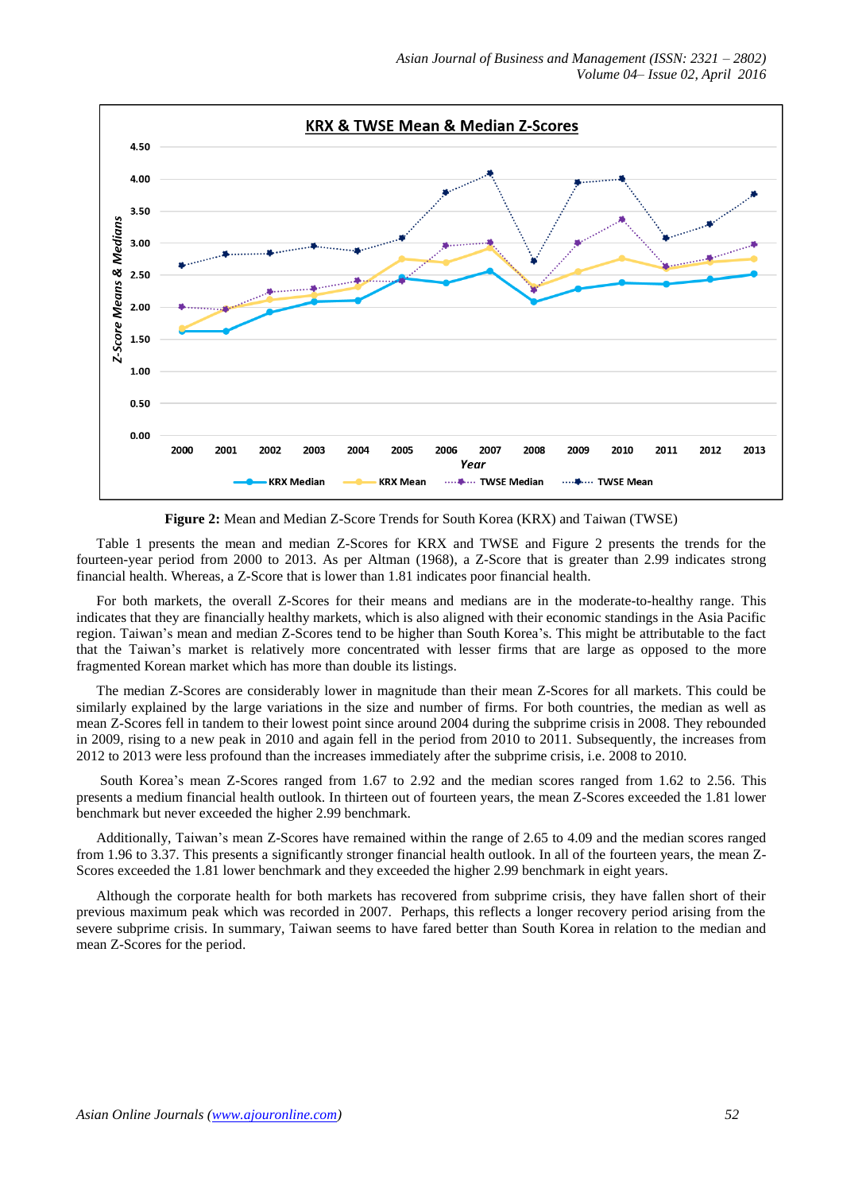**Figure 2:** Mean and Median Z-Score Trends for South Korea (KRX) and Taiwan (TWSE)

Table 1 presents the mean and median Z-Scores for KRX and TWSE and Figure 2 presents the trends for the fourteen-year period from 2000 to 2013. As per Altman (1968), a Z-Score that is greater than 2.99 indicates strong financial health. Whereas, a Z-Score that is lower than 1.81 indicates poor financial health.

For both markets, the overall Z-Scores for their means and medians are in the moderate-to-healthy range. This indicates that they are financially healthy markets, which is also aligned with their economic standings in the Asia Pacific region. Taiwan's mean and median Z-Scores tend to be higher than South Korea's. This might be attributable to the fact that the Taiwan's market is relatively more concentrated with lesser firms that are large as opposed to the more fragmented Korean market which has more than double its listings.

The median Z-Scores are considerably lower in magnitude than their mean Z-Scores for all markets. This could be similarly explained by the large variations in the size and number of firms. For both countries, the median as well as mean Z-Scores fell in tandem to their lowest point since around 2004 during the subprime crisis in 2008. They rebounded in 2009, rising to a new peak in 2010 and again fell in the period from 2010 to 2011. Subsequently, the increases from 2012 to 2013 were less profound than the increases immediately after the subprime crisis, i.e. 2008 to 2010.

South Korea's mean Z-Scores ranged from 1.67 to 2.92 and the median scores ranged from 1.62 to 2.56. This presents a medium financial health outlook. In thirteen out of fourteen years, the mean Z-Scores exceeded the 1.81 lower benchmark but never exceeded the higher 2.99 benchmark.

Additionally, Taiwan's mean Z-Scores have remained within the range of 2.65 to 4.09 and the median scores ranged from 1.96 to 3.37. This presents a significantly stronger financial health outlook. In all of the fourteen years, the mean Z-Scores exceeded the 1.81 lower benchmark and they exceeded the higher 2.99 benchmark in eight years.

Although the corporate health for both markets has recovered from subprime crisis, they have fallen short of their previous maximum peak which was recorded in 2007. Perhaps, this reflects a longer recovery period arising from the severe subprime crisis. In summary, Taiwan seems to have fared better than South Korea in relation to the median and mean Z-Scores for the period.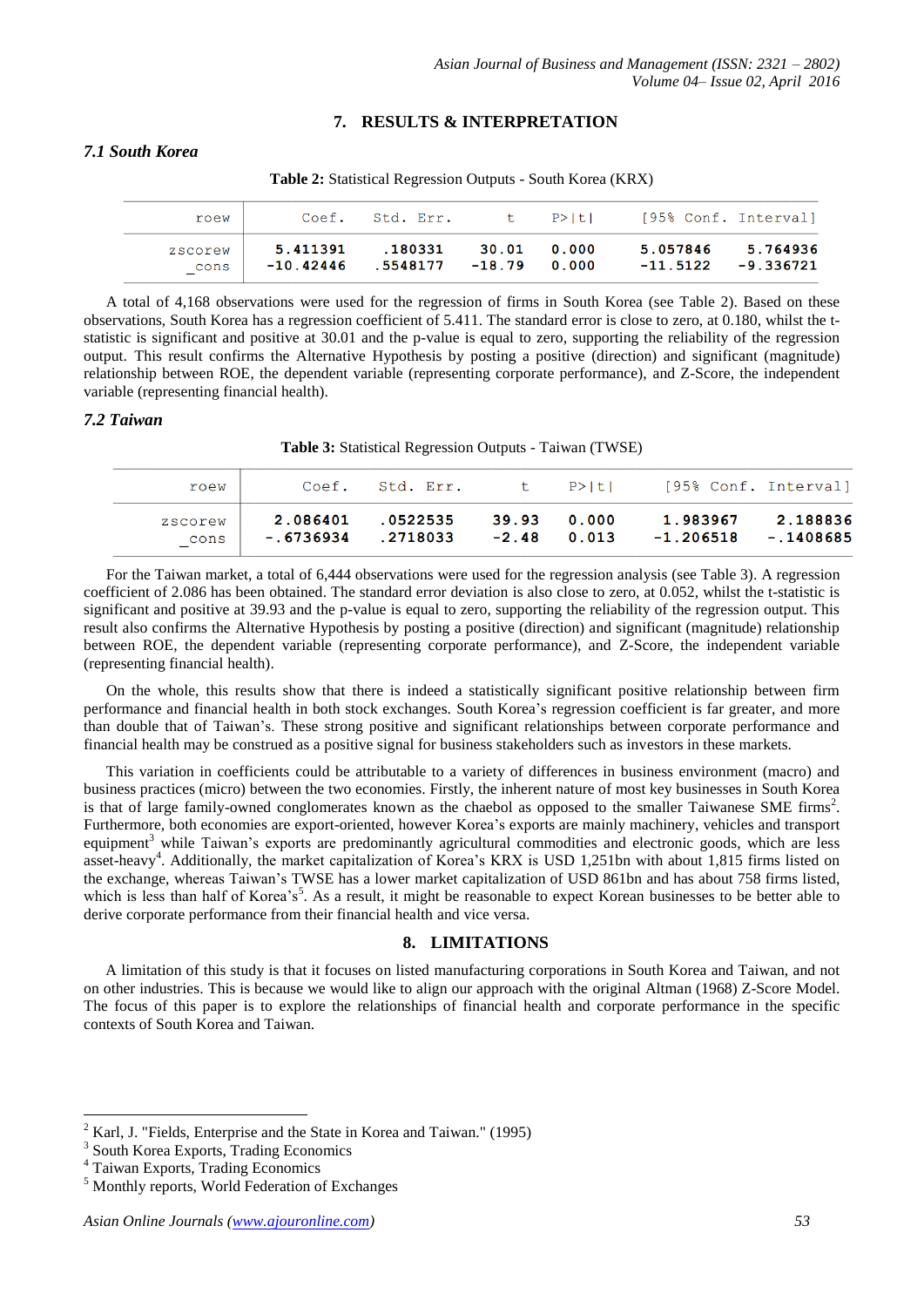## 7. RESULTS & INTERPRETATION

### 7.1 South Korea

**Table 2:** Statistical Regression Outputs - South Korea (KRX)

| roew | Coef. | Std. Err. | t | P>\|t\| | [95% Conf. | Interval] |
|---|---|---|---|---|---|---|
| zscorew | 5.411391 | .180331 | 30.01 | 0.000 | 5.057846 | 5.764936 |
| _cons | -10.42446 | .5548177 | -18.79 | 0.000 | -11.5122 | -9.336721 |

A total of 4,168 observations were used for the regression of firms in South Korea (see Table 2). Based on these observations, South Korea has a regression coefficient of 5.411. The standard error is close to zero, at 0.180, whilst the t-statistic is significant and positive at 30.01 and the p-value is equal to zero, supporting the reliability of the regression output. This result confirms the Alternative Hypothesis by posting a positive (direction) and significant (magnitude) relationship between ROE, the dependent variable (representing corporate performance), and Z-Score, the independent variable (representing financial health).

### 7.2 Taiwan

**Table 3:** Statistical Regression Outputs - Taiwan (TWSE)

| roew | Coef. | Std. Err. | t | P>\|t\| | [95% Conf. | Interval] |
|---|---|---|---|---|---|---|
| zscorew | 2.086401 | .0522535 | 39.93 | 0.000 | 1.983967 | 2.188836 |
| _cons | -.6736934 | .2718033 | -2.48 | 0.013 | -1.206518 | -.1408685 |

For the Taiwan market, a total of 6,444 observations were used for the regression analysis (see Table 3). A regression coefficient of 2.086 has been obtained. The standard error deviation is also close to zero, at 0.052, whilst the t-statistic is significant and positive at 39.93 and the p-value is equal to zero, supporting the reliability of the regression output. This result also confirms the Alternative Hypothesis by posting a positive (direction) and significant (magnitude) relationship between ROE, the dependent variable (representing corporate performance), and Z-Score, the independent variable (representing financial health).

On the whole, this results show that there is indeed a statistically significant positive relationship between firm performance and financial health in both stock exchanges. South Korea's regression coefficient is far greater, and more than double that of Taiwan's. These strong positive and significant relationships between corporate performance and financial health may be construed as a positive signal for business stakeholders such as investors in these markets.

This variation in coefficients could be attributable to a variety of differences in business environment (macro) and business practices (micro) between the two economies. Firstly, the inherent nature of most key businesses in South Korea is that of large family-owned conglomerates known as the chaebol as opposed to the smaller Taiwanese SME firms[2]. Furthermore, both economies are export-oriented, however Korea's exports are mainly machinery, vehicles and transport equipment[3] while Taiwan's exports are predominantly agricultural commodities and electronic goods, which are less asset-heavy[4]. Additionally, the market capitalization of Korea's KRX is USD 1,251bn with about 1,815 firms listed on the exchange, whereas Taiwan's TWSE has a lower market capitalization of USD 861bn and has about 758 firms listed, which is less than half of Korea's[5]. As a result, it might be reasonable to expect Korean businesses to be better able to derive corporate performance from their financial health and vice versa.

## 8. LIMITATIONS

A limitation of this study is that it focuses on listed manufacturing corporations in South Korea and Taiwan, and not on other industries. This is because we would like to align our approach with the original Altman (1968) Z-Score Model. The focus of this paper is to explore the relationships of financial health and corporate performance in the specific contexts of South Korea and Taiwan.

---

[2] Karl, J. "Fields, Enterprise and the State in Korea and Taiwan." (1995)

[3] South Korea Exports, Trading Economics

[4] Taiwan Exports, Trading Economics

[5] Monthly reports, World Federation of Exchanges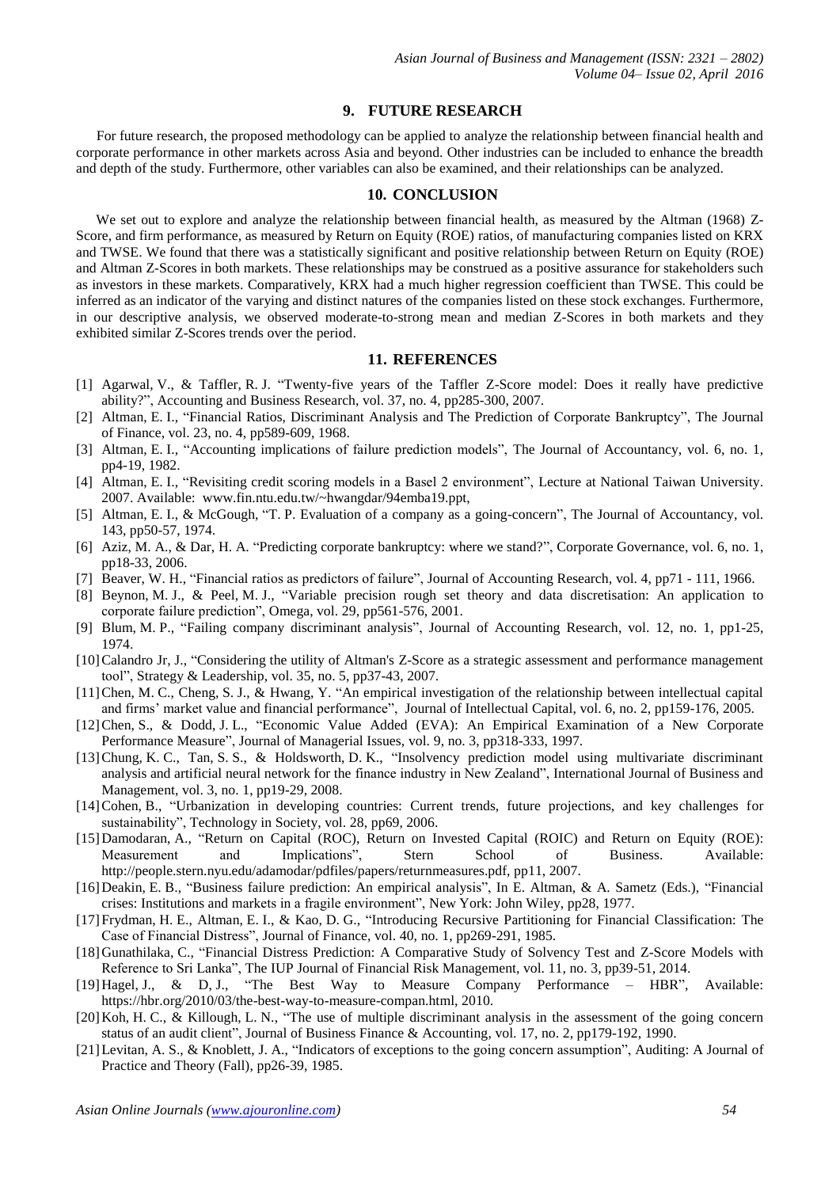## 9. FUTURE RESEARCH

For future research, the proposed methodology can be applied to analyze the relationship between financial health and corporate performance in other markets across Asia and beyond. Other industries can be included to enhance the breadth and depth of the study. Furthermore, other variables can also be examined, and their relationships can be analyzed.

## 10. CONCLUSION

We set out to explore and analyze the relationship between financial health, as measured by the Altman (1968) Z-Score, and firm performance, as measured by Return on Equity (ROE) ratios, of manufacturing companies listed on KRX and TWSE. We found that there was a statistically significant and positive relationship between Return on Equity (ROE) and Altman Z-Scores in both markets. These relationships may be construed as a positive assurance for stakeholders such as investors in these markets. Comparatively, KRX had a much higher regression coefficient than TWSE. This could be inferred as an indicator of the varying and distinct natures of the companies listed on these stock exchanges. Furthermore, in our descriptive analysis, we observed moderate-to-strong mean and median Z-Scores in both markets and they exhibited similar Z-Scores trends over the period.

## 11. REFERENCES

[1] Agarwal, V., & Taffler, R. J. "Twenty-five years of the Taffler Z-Score model: Does it really have predictive ability?", Accounting and Business Research, vol. 37, no. 4, pp285-300, 2007.

[2] Altman, E. I., "Financial Ratios, Discriminant Analysis and The Prediction of Corporate Bankruptcy", The Journal of Finance, vol. 23, no. 4, pp589-609, 1968.

[3] Altman, E. I., "Accounting implications of failure prediction models", The Journal of Accountancy, vol. 6, no. 1, pp4-19, 1982.

[4] Altman, E. I., "Revisiting credit scoring models in a Basel 2 environment", Lecture at National Taiwan University. 2007. Available: www.fin.ntu.edu.tw/~hwangdar/94emba19.ppt,

[5] Altman, E. I., & McGough, "T. P. Evaluation of a company as a going-concern", The Journal of Accountancy, vol. 143, pp50-57, 1974.

[6] Aziz, M. A., & Dar, H. A. "Predicting corporate bankruptcy: where we stand?", Corporate Governance, vol. 6, no. 1, pp18-33, 2006.

[7] Beaver, W. H., "Financial ratios as predictors of failure", Journal of Accounting Research, vol. 4, pp71 - 111, 1966.

[8] Beynon, M. J., & Peel, M. J., "Variable precision rough set theory and data discretisation: An application to corporate failure prediction", Omega, vol. 29, pp561-576, 2001.

[9] Blum, M. P., "Failing company discriminant analysis", Journal of Accounting Research, vol. 12, no. 1, pp1-25, 1974.

[10] Calandro Jr, J., "Considering the utility of Altman's Z-Score as a strategic assessment and performance management tool", Strategy & Leadership, vol. 35, no. 5, pp37-43, 2007.

[11] Chen, M. C., Cheng, S. J., & Hwang, Y. "An empirical investigation of the relationship between intellectual capital and firms' market value and financial performance", Journal of Intellectual Capital, vol. 6, no. 2, pp159-176, 2005.

[12] Chen, S., & Dodd, J. L., "Economic Value Added (EVA): An Empirical Examination of a New Corporate Performance Measure", Journal of Managerial Issues, vol. 9, no. 3, pp318-333, 1997.

[13] Chung, K. C., Tan, S. S., & Holdsworth, D. K., "Insolvency prediction model using multivariate discriminant analysis and artificial neural network for the finance industry in New Zealand", International Journal of Business and Management, vol. 3, no. 1, pp19-29, 2008.

[14] Cohen, B., "Urbanization in developing countries: Current trends, future projections, and key challenges for sustainability", Technology in Society, vol. 28, pp69, 2006.

[15] Damodaran, A., "Return on Capital (ROC), Return on Invested Capital (ROIC) and Return on Equity (ROE): Measurement and Implications", Stern School of Business. Available: http://people.stern.nyu.edu/adamodar/pdfiles/papers/returnmeasures.pdf, pp11, 2007.

[16] Deakin, E. B., "Business failure prediction: An empirical analysis", In E. Altman, & A. Sametz (Eds.), "Financial crises: Institutions and markets in a fragile environment", New York: John Wiley, pp28, 1977.

[17] Frydman, H. E., Altman, E. I., & Kao, D. G., "Introducing Recursive Partitioning for Financial Classification: The Case of Financial Distress", Journal of Finance, vol. 40, no. 1, pp269-291, 1985.

[18] Gunathilaka, C., "Financial Distress Prediction: A Comparative Study of Solvency Test and Z-Score Models with Reference to Sri Lanka", The IUP Journal of Financial Risk Management, vol. 11, no. 3, pp39-51, 2014.

[19] Hagel, J., & D, J., "The Best Way to Measure Company Performance – HBR", Available: https://hbr.org/2010/03/the-best-way-to-measure-compan.html, 2010.

[20] Koh, H. C., & Killough, L. N., "The use of multiple discriminant analysis in the assessment of the going concern status of an audit client", Journal of Business Finance & Accounting, vol. 17, no. 2, pp179-192, 1990.

[21] Levitan, A. S., & Knoblett, J. A., "Indicators of exceptions to the going concern assumption", Auditing: A Journal of Practice and Theory (Fall), pp26-39, 1985.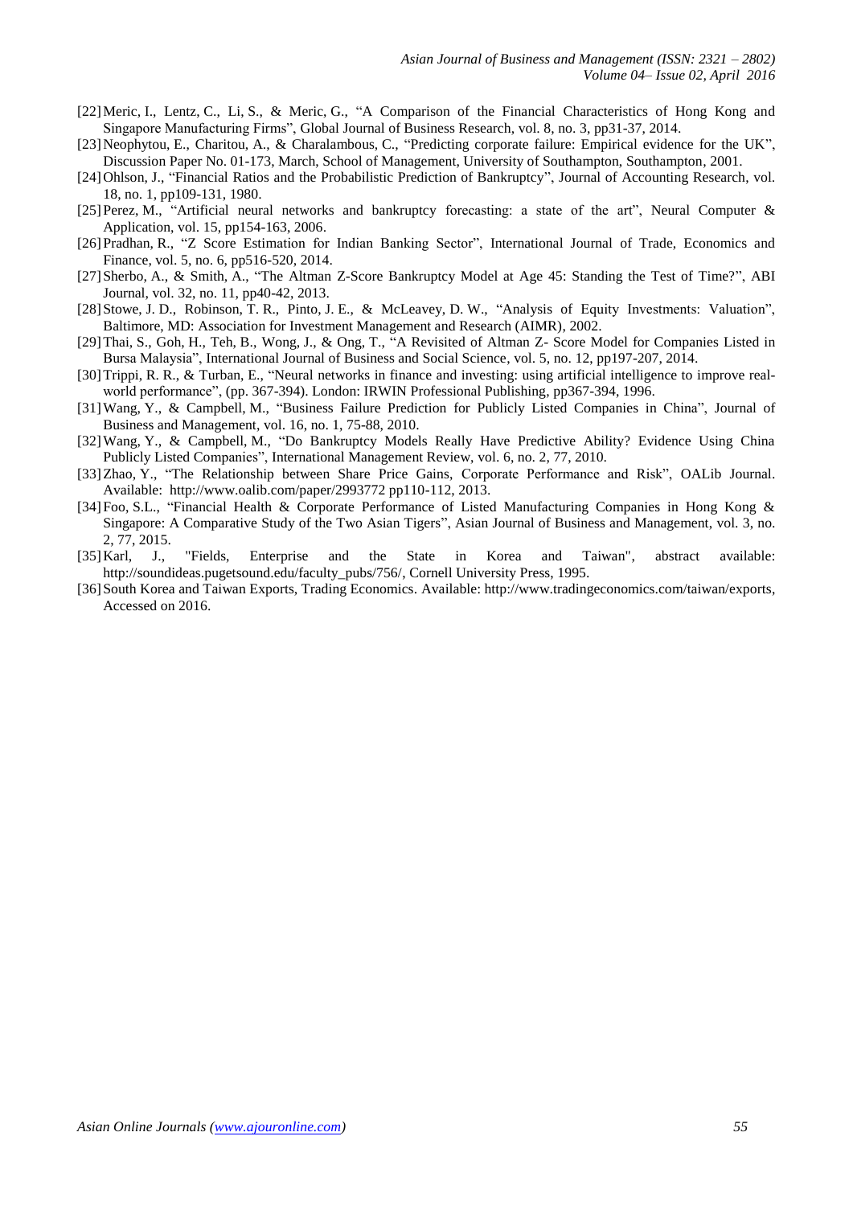[22] Meric, I., Lentz, C., Li, S., & Meric, G., "A Comparison of the Financial Characteristics of Hong Kong and Singapore Manufacturing Firms", Global Journal of Business Research, vol. 8, no. 3, pp31-37, 2014.

[23] Neophytou, E., Charitou, A., & Charalambous, C., "Predicting corporate failure: Empirical evidence for the UK", Discussion Paper No. 01-173, March, School of Management, University of Southampton, Southampton, 2001.

[24] Ohlson, J., "Financial Ratios and the Probabilistic Prediction of Bankruptcy", Journal of Accounting Research, vol. 18, no. 1, pp109-131, 1980.

[25] Perez, M., "Artificial neural networks and bankruptcy forecasting: a state of the art", Neural Computer & Application, vol. 15, pp154-163, 2006.

[26] Pradhan, R., "Z Score Estimation for Indian Banking Sector", International Journal of Trade, Economics and Finance, vol. 5, no. 6, pp516-520, 2014.

[27] Sherbo, A., & Smith, A., "The Altman Z-Score Bankruptcy Model at Age 45: Standing the Test of Time?", ABI Journal, vol. 32, no. 11, pp40-42, 2013.

[28] Stowe, J. D., Robinson, T. R., Pinto, J. E., & McLeavey, D. W., "Analysis of Equity Investments: Valuation", Baltimore, MD: Association for Investment Management and Research (AIMR), 2002.

[29] Thai, S., Goh, H., Teh, B., Wong, J., & Ong, T., "A Revisited of Altman Z- Score Model for Companies Listed in Bursa Malaysia", International Journal of Business and Social Science, vol. 5, no. 12, pp197-207, 2014.

[30] Trippi, R. R., & Turban, E., "Neural networks in finance and investing: using artificial intelligence to improve real-world performance", (pp. 367-394). London: IRWIN Professional Publishing, pp367-394, 1996.

[31] Wang, Y., & Campbell, M., "Business Failure Prediction for Publicly Listed Companies in China", Journal of Business and Management, vol. 16, no. 1, 75-88, 2010.

[32] Wang, Y., & Campbell, M., "Do Bankruptcy Models Really Have Predictive Ability? Evidence Using China Publicly Listed Companies", International Management Review, vol. 6, no. 2, 77, 2010.

[33] Zhao, Y., "The Relationship between Share Price Gains, Corporate Performance and Risk", OALib Journal. Available: http://www.oalib.com/paper/2993772 pp110-112, 2013.

[34] Foo, S.L., "Financial Health & Corporate Performance of Listed Manufacturing Companies in Hong Kong & Singapore: A Comparative Study of the Two Asian Tigers", Asian Journal of Business and Management, vol. 3, no. 2, 77, 2015.

[35] Karl, J., "Fields, Enterprise and the State in Korea and Taiwan", abstract available: http://soundideas.pugetsound.edu/faculty_pubs/756/, Cornell University Press, 1995.

[36] South Korea and Taiwan Exports, Trading Economics. Available: http://www.tradingeconomics.com/taiwan/exports, Accessed on 2016.